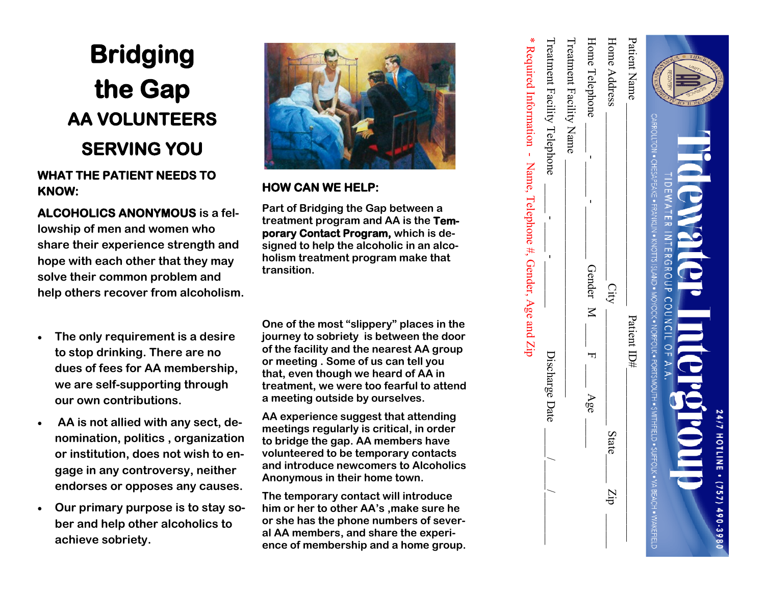# Bridging the Gap

## AA VOLUNTEERS SERVING YOU

### WHAT THE PATIENT NEEDS TO KNOW:

**ALCOHOLICS ANONYMOUS** is a fellowship of men and women who share their experience strength and hope with each other that they may solve their common problem and help others recover from alcoholism.

- The only requirement is a desire to stop drinking. There are no dues of fees for AA membership, we are self-supporting through our own contributions.
- AA is not allied with any sect, denomination, politics , organization or institution, does not wish to engage in any controversy, neither endorses or opposes any causes.
- Our primary purpose is to stay sober and help other alcoholics to achieve sobriety.

### HOW CAN WE HELP:

Part of Bridging the Gap between a treatment program and AA is the **Temporary Contact Program,** which is designed to help the alcoholic in an alcoholism treatment program make that transition.

One of the most "slippery" places in the journey to sobriety is between the door of the facility and the nearest AA group or meeting . Some of us can tell you that, even though we heard of AA in treatment, we were too fearful to attend a meeting outside by ourselves.

AA experience suggest that attending meetings regularly is critical, in order to bridge the gap. AA members have volunteered to be temporary contacts and introduce newcomers to Alcoholics Anonymous in their home town.

The temporary contact will introduce him or her to other AA's ,make sure he or she has the phone numbers of several AA members, and share the experience of membership and a home group.

---

**24/7 HOTLINE • (757) 490-3980**

# Tidewater Intergroup

TIDEWATER INTERGROUP COUNCIL OF A.A.

CARROLLTON • CHESAPEAKE • FRANKLIN • KNOTTS ISLAND • MOYOCK • NORFOLK • PORTSMOUTH • SMITHFIELD • SUFFOLK • VA BEACH • WAKEFIELD

Patient Name ____________________ Patient ID# ____________

Home Address ____________________ City ________ State ____ Zip ______

Home Telephone ____ - ____ - ______ Gender M ___ F ___ Age ___

Treatment Facility Name ______________________________

Treatment Facility Telephone ____ - ____ - ______ Discharge Date ___/___/______

* Required Information - Name, Telephone #, Gender, Age and Zip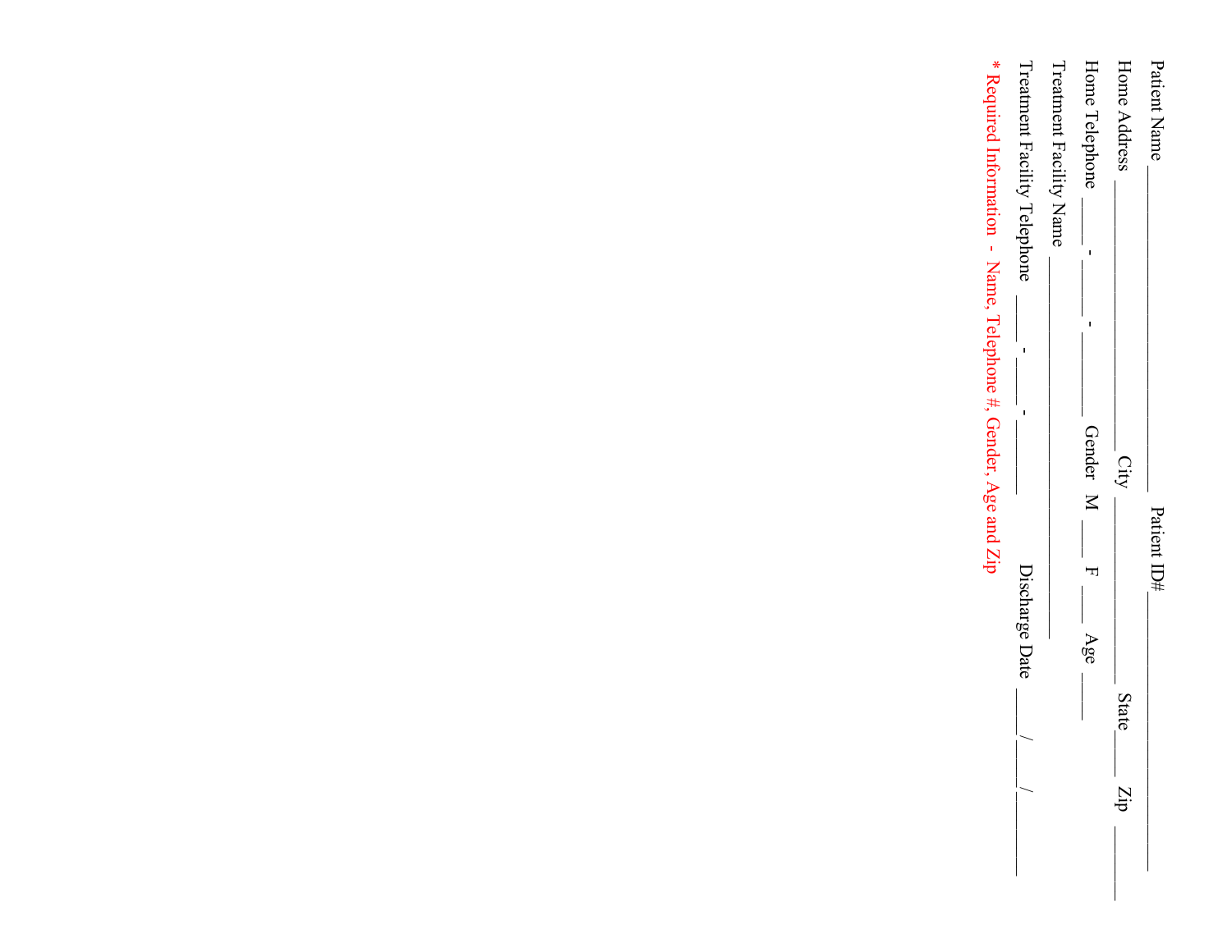Patient Name ________________________________________ Patient ID# ____________________

Home Address ____________________________ City ____________________ State ____ Zip ________

Home Telephone ____ - _____ - ______ Gender M ___ F ___ Age ____

Treatment Facility Name ________________________________________

Treatment Facility Telephone ____ - _____ - ______ Discharge Date ____ / ____ / ______

* Required Information - Name, Telephone #, Gender, Age and Zip